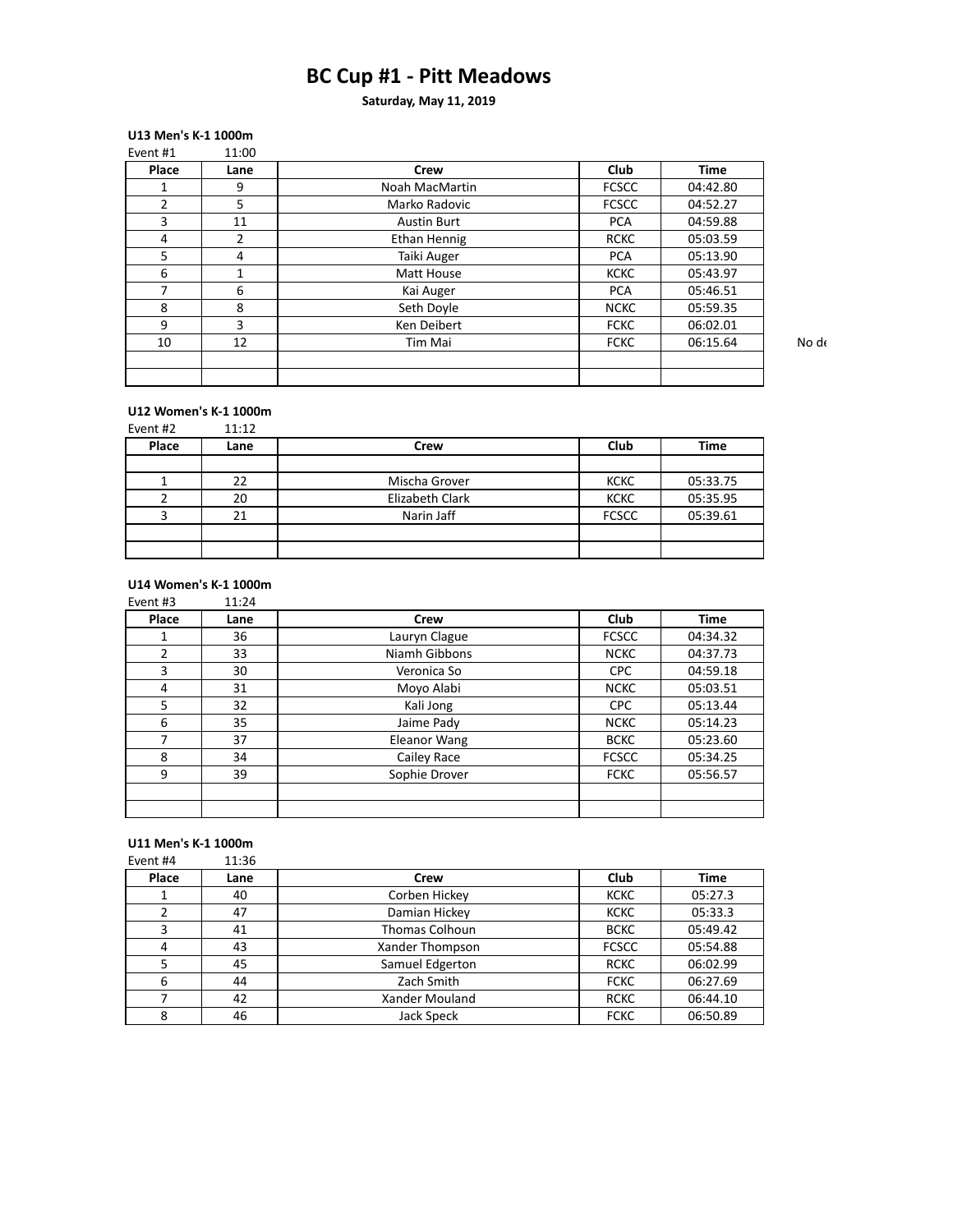# BC Cup #1 - Pitt Meadows

**Saturday, May 11, 2019**

**U13 Men's K-1 1000m**

Event #1 11:00

| Place | Lane | Crew | Club | Time |
|---|---|---|---|---|
| 1 | 9 | Noah MacMartin | FCSCC | 04:42.80 |
| 2 | 5 | Marko Radovic | FCSCC | 04:52.27 |
| 3 | 11 | Austin Burt | PCA | 04:59.88 |
| 4 | 2 | Ethan Hennig | RCKC | 05:03.59 |
| 5 | 4 | Taiki Auger | PCA | 05:13.90 |
| 6 | 1 | Matt House | KCKC | 05:43.97 |
| 7 | 6 | Kai Auger | PCA | 05:46.51 |
| 8 | 8 | Seth Doyle | NCKC | 05:59.35 |
| 9 | 3 | Ken Deibert | FCKC | 06:02.01 |
| 10 | 12 | Tim Mai | FCKC | 06:15.64 |
| | | | | |
| | | | | |

No de

**U12 Women's K-1 1000m**

Event #2 11:12

| Place | Lane | Crew | Club | Time |
|---|---|---|---|---|
| | | | | |
| 1 | 22 | Mischa Grover | KCKC | 05:33.75 |
| 2 | 20 | Elizabeth Clark | KCKC | 05:35.95 |
| 3 | 21 | Narin Jaff | FCSCC | 05:39.61 |
| | | | | |
| | | | | |

**U14 Women's K-1 1000m**

Event #3 11:24

| Place | Lane | Crew | Club | Time |
|---|---|---|---|---|
| 1 | 36 | Lauryn Clague | FCSCC | 04:34.32 |
| 2 | 33 | Niamh Gibbons | NCKC | 04:37.73 |
| 3 | 30 | Veronica So | CPC | 04:59.18 |
| 4 | 31 | Moyo Alabi | NCKC | 05:03.51 |
| 5 | 32 | Kali Jong | CPC | 05:13.44 |
| 6 | 35 | Jaime Pady | NCKC | 05:14.23 |
| 7 | 37 | Eleanor Wang | BCKC | 05:23.60 |
| 8 | 34 | Cailey Race | FCSCC | 05:34.25 |
| 9 | 39 | Sophie Drover | FCKC | 05:56.57 |
| | | | | |
| | | | | |

**U11 Men's K-1 1000m**

Event #4 11:36

| Place | Lane | Crew | Club | Time |
|---|---|---|---|---|
| 1 | 40 | Corben Hickey | KCKC | 05:27.3 |
| 2 | 47 | Damian Hickey | KCKC | 05:33.3 |
| 3 | 41 | Thomas Colhoun | BCKC | 05:49.42 |
| 4 | 43 | Xander Thompson | FCSCC | 05:54.88 |
| 5 | 45 | Samuel Edgerton | RCKC | 06:02.99 |
| 6 | 44 | Zach Smith | FCKC | 06:27.69 |
| 7 | 42 | Xander Mouland | RCKC | 06:44.10 |
| 8 | 46 | Jack Speck | FCKC | 06:50.89 |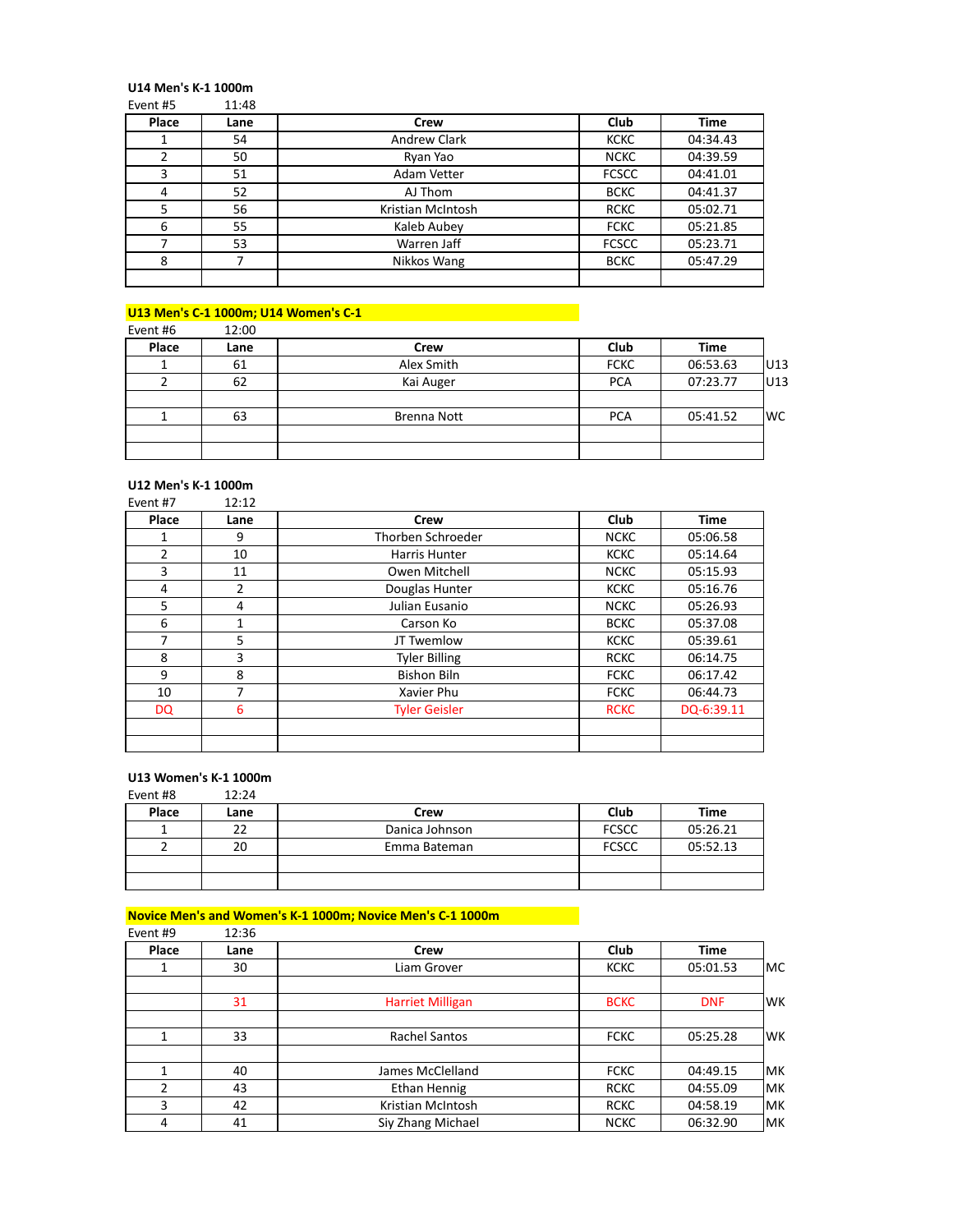**U14 Men's K-1 1000m**

Event #5 11:48

| Place | Lane | Crew | Club | Time |
|---|---|---|---|---|
| 1 | 54 | Andrew Clark | KCKC | 04:34.43 |
| 2 | 50 | Ryan Yao | NCKC | 04:39.59 |
| 3 | 51 | Adam Vetter | FCSCC | 04:41.01 |
| 4 | 52 | AJ Thom | BCKC | 04:41.37 |
| 5 | 56 | Kristian McIntosh | RCKC | 05:02.71 |
| 6 | 55 | Kaleb Aubey | FCKC | 05:21.85 |
| 7 | 53 | Warren Jaff | FCSCC | 05:23.71 |
| 8 | 7 | Nikkos Wang | BCKC | 05:47.29 |
| | | | | |

**U13 Men's C-1 1000m; U14 Women's C-1**

Event #6 12:00

| Place | Lane | Crew | Club | Time | |
|---|---|---|---|---|---|
| 1 | 61 | Alex Smith | FCKC | 06:53.63 | U13 |
| 2 | 62 | Kai Auger | PCA | 07:23.77 | U13 |
| | | | | | |
| 1 | 63 | Brenna Nott | PCA | 05:41.52 | WC |
| | | | | | |
| | | | | | |

**U12 Men's K-1 1000m**

Event #7 12:12

| Place | Lane | Crew | Club | Time |
|---|---|---|---|---|
| 1 | 9 | Thorben Schroeder | NCKC | 05:06.58 |
| 2 | 10 | Harris Hunter | KCKC | 05:14.64 |
| 3 | 11 | Owen Mitchell | NCKC | 05:15.93 |
| 4 | 2 | Douglas Hunter | KCKC | 05:16.76 |
| 5 | 4 | Julian Eusanio | NCKC | 05:26.93 |
| 6 | 1 | Carson Ko | BCKC | 05:37.08 |
| 7 | 5 | JT Twemlow | KCKC | 05:39.61 |
| 8 | 3 | Tyler Billing | RCKC | 06:14.75 |
| 9 | 8 | Bishon Biln | FCKC | 06:17.42 |
| 10 | 7 | Xavier Phu | FCKC | 06:44.73 |
| DQ | 6 | Tyler Geisler | RCKC | DQ-6:39.11 |
| | | | | |
| | | | | |

**U13 Women's K-1 1000m**

Event #8 12:24

| Place | Lane | Crew | Club | Time |
|---|---|---|---|---|
| 1 | 22 | Danica Johnson | FCSCC | 05:26.21 |
| 2 | 20 | Emma Bateman | FCSCC | 05:52.13 |
| | | | | |
| | | | | |

**Novice Men's and Women's K-1 1000m; Novice Men's C-1 1000m**

Event #9 12:36

| Place | Lane | Crew | Club | Time | |
|---|---|---|---|---|---|
| 1 | 30 | Liam Grover | KCKC | 05:01.53 | MC |
| | | | | | |
| | 31 | Harriet Milligan | BCKC | DNF | WK |
| | | | | | |
| 1 | 33 | Rachel Santos | FCKC | 05:25.28 | WK |
| | | | | | |
| 1 | 40 | James McClelland | FCKC | 04:49.15 | MK |
| 2 | 43 | Ethan Hennig | RCKC | 04:55.09 | MK |
| 3 | 42 | Kristian McIntosh | RCKC | 04:58.19 | MK |
| 4 | 41 | Siy Zhang Michael | NCKC | 06:32.90 | MK |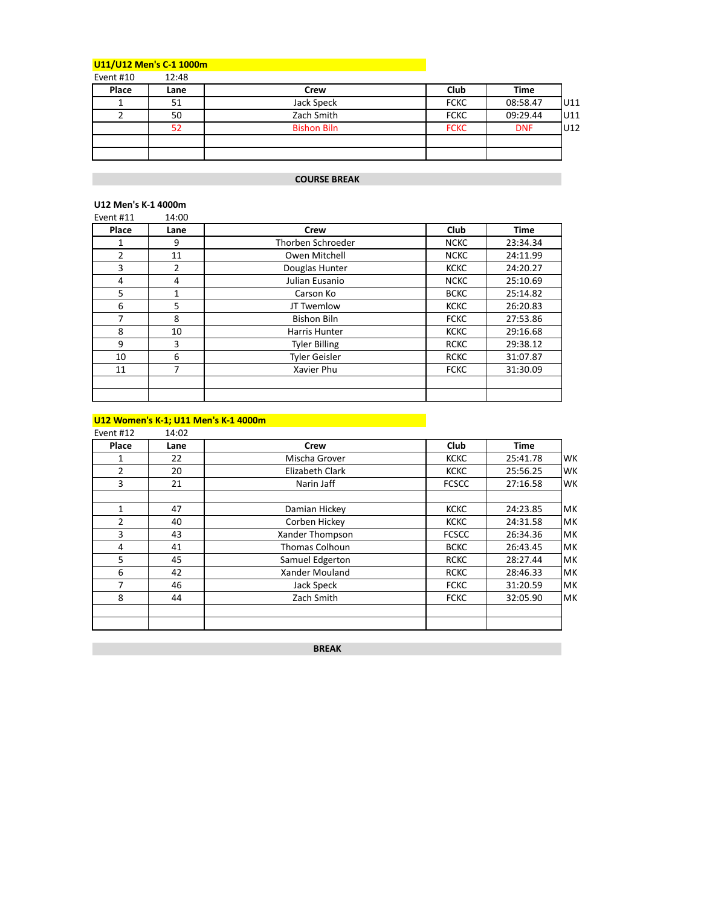**U11/U12 Men's C-1 1000m**

Event #10 12:48

| Place | Lane | Crew | Club | Time | |
|---|---|---|---|---|---|
| 1 | 51 | Jack Speck | FCKC | 08:58.47 | U11 |
| 2 | 50 | Zach Smith | FCKC | 09:29.44 | U11 |
| | 52 | Bishon Biln | FCKC | DNF | U12 |
| | | | | | |
| | | | | | |

**COURSE BREAK**

**U12 Men's K-1 4000m**

Event #11 14:00

| Place | Lane | Crew | Club | Time |
|---|---|---|---|---|
| 1 | 9 | Thorben Schroeder | NCKC | 23:34.34 |
| 2 | 11 | Owen Mitchell | NCKC | 24:11.99 |
| 3 | 2 | Douglas Hunter | KCKC | 24:20.27 |
| 4 | 4 | Julian Eusanio | NCKC | 25:10.69 |
| 5 | 1 | Carson Ko | BCKC | 25:14.82 |
| 6 | 5 | JT Twemlow | KCKC | 26:20.83 |
| 7 | 8 | Bishon Biln | FCKC | 27:53.86 |
| 8 | 10 | Harris Hunter | KCKC | 29:16.68 |
| 9 | 3 | Tyler Billing | RCKC | 29:38.12 |
| 10 | 6 | Tyler Geisler | RCKC | 31:07.87 |
| 11 | 7 | Xavier Phu | FCKC | 31:30.09 |
| | | | | |
| | | | | |

**U12 Women's K-1; U11 Men's K-1 4000m**

Event #12 14:02

| Place | Lane | Crew | Club | Time | |
|---|---|---|---|---|---|
| 1 | 22 | Mischa Grover | KCKC | 25:41.78 | WK |
| 2 | 20 | Elizabeth Clark | KCKC | 25:56.25 | WK |
| 3 | 21 | Narin Jaff | FCSCC | 27:16.58 | WK |
| | | | | | |
| 1 | 47 | Damian Hickey | KCKC | 24:23.85 | MK |
| 2 | 40 | Corben Hickey | KCKC | 24:31.58 | MK |
| 3 | 43 | Xander Thompson | FCSCC | 26:34.36 | MK |
| 4 | 41 | Thomas Colhoun | BCKC | 26:43.45 | MK |
| 5 | 45 | Samuel Edgerton | RCKC | 28:27.44 | MK |
| 6 | 42 | Xander Mouland | RCKC | 28:46.33 | MK |
| 7 | 46 | Jack Speck | FCKC | 31:20.59 | MK |
| 8 | 44 | Zach Smith | FCKC | 32:05.90 | MK |
| | | | | | |
| | | | | | |

**BREAK**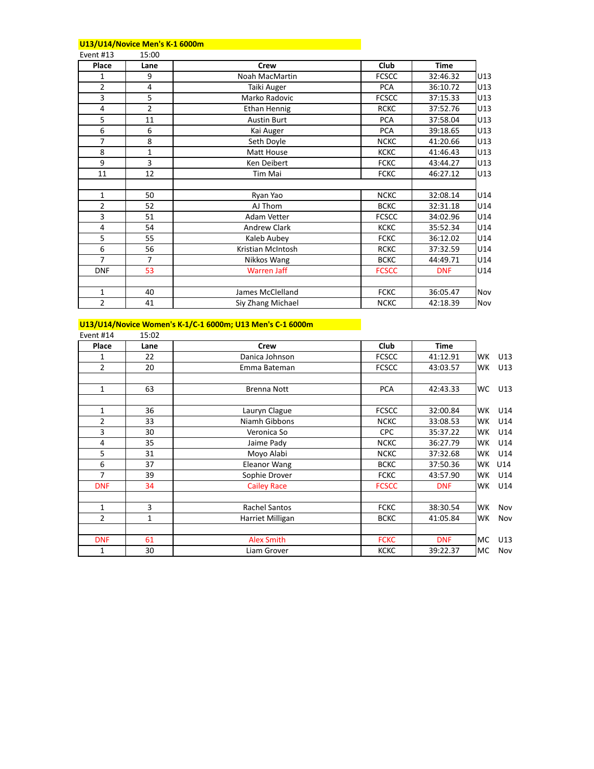**U13/U14/Novice Men's K-1 6000m**

Event #13 15:00

| Place | Lane | Crew | Club | Time | |
|---|---|---|---|---|---|
| 1 | 9 | Noah MacMartin | FCSCC | 32:46.32 | U13 |
| 2 | 4 | Taiki Auger | PCA | 36:10.72 | U13 |
| 3 | 5 | Marko Radovic | FCSCC | 37:15.33 | U13 |
| 4 | 2 | Ethan Hennig | RCKC | 37:52.76 | U13 |
| 5 | 11 | Austin Burt | PCA | 37:58.04 | U13 |
| 6 | 6 | Kai Auger | PCA | 39:18.65 | U13 |
| 7 | 8 | Seth Doyle | NCKC | 41:20.66 | U13 |
| 8 | 1 | Matt House | KCKC | 41:46.43 | U13 |
| 9 | 3 | Ken Deibert | FCKC | 43:44.27 | U13 |
| 11 | 12 | Tim Mai | FCKC | 46:27.12 | U13 |
| | | | | | |
| 1 | 50 | Ryan Yao | NCKC | 32:08.14 | U14 |
| 2 | 52 | AJ Thom | BCKC | 32:31.18 | U14 |
| 3 | 51 | Adam Vetter | FCSCC | 34:02.96 | U14 |
| 4 | 54 | Andrew Clark | KCKC | 35:52.34 | U14 |
| 5 | 55 | Kaleb Aubey | FCKC | 36:12.02 | U14 |
| 6 | 56 | Kristian McIntosh | RCKC | 37:32.59 | U14 |
| 7 | 7 | Nikkos Wang | BCKC | 44:49.71 | U14 |
| DNF | 53 | Warren Jaff | FCSCC | DNF | U14 |
| | | | | | |
| 1 | 40 | James McClelland | FCKC | 36:05.47 | Nov |
| 2 | 41 | Siy Zhang Michael | NCKC | 42:18.39 | Nov |

**U13/U14/Novice Women's K-1/C-1 6000m; U13 Men's C-1 6000m**

Event #14 15:02

| Place | Lane | Crew | Club | Time | | |
|---|---|---|---|---|---|---|
| 1 | 22 | Danica Johnson | FCSCC | 41:12.91 | WK | U13 |
| 2 | 20 | Emma Bateman | FCSCC | 43:03.57 | WK | U13 |
| | | | | | | |
| 1 | 63 | Brenna Nott | PCA | 42:43.33 | WC | U13 |
| | | | | | | |
| 1 | 36 | Lauryn Clague | FCSCC | 32:00.84 | WK | U14 |
| 2 | 33 | Niamh Gibbons | NCKC | 33:08.53 | WK | U14 |
| 3 | 30 | Veronica So | CPC | 35:37.22 | WK | U14 |
| 4 | 35 | Jaime Pady | NCKC | 36:27.79 | WK | U14 |
| 5 | 31 | Moyo Alabi | NCKC | 37:32.68 | WK | U14 |
| 6 | 37 | Eleanor Wang | BCKC | 37:50.36 | WK | U14 |
| 7 | 39 | Sophie Drover | FCKC | 43:57.90 | WK | U14 |
| DNF | 34 | Cailey Race | FCSCC | DNF | WK | U14 |
| | | | | | | |
| 1 | 3 | Rachel Santos | FCKC | 38:30.54 | WK | Nov |
| 2 | 1 | Harriet Milligan | BCKC | 41:05.84 | WK | Nov |
| | | | | | | |
| DNF | 61 | Alex Smith | FCKC | DNF | MC | U13 |
| 1 | 30 | Liam Grover | KCKC | 39:22.37 | MC | Nov |